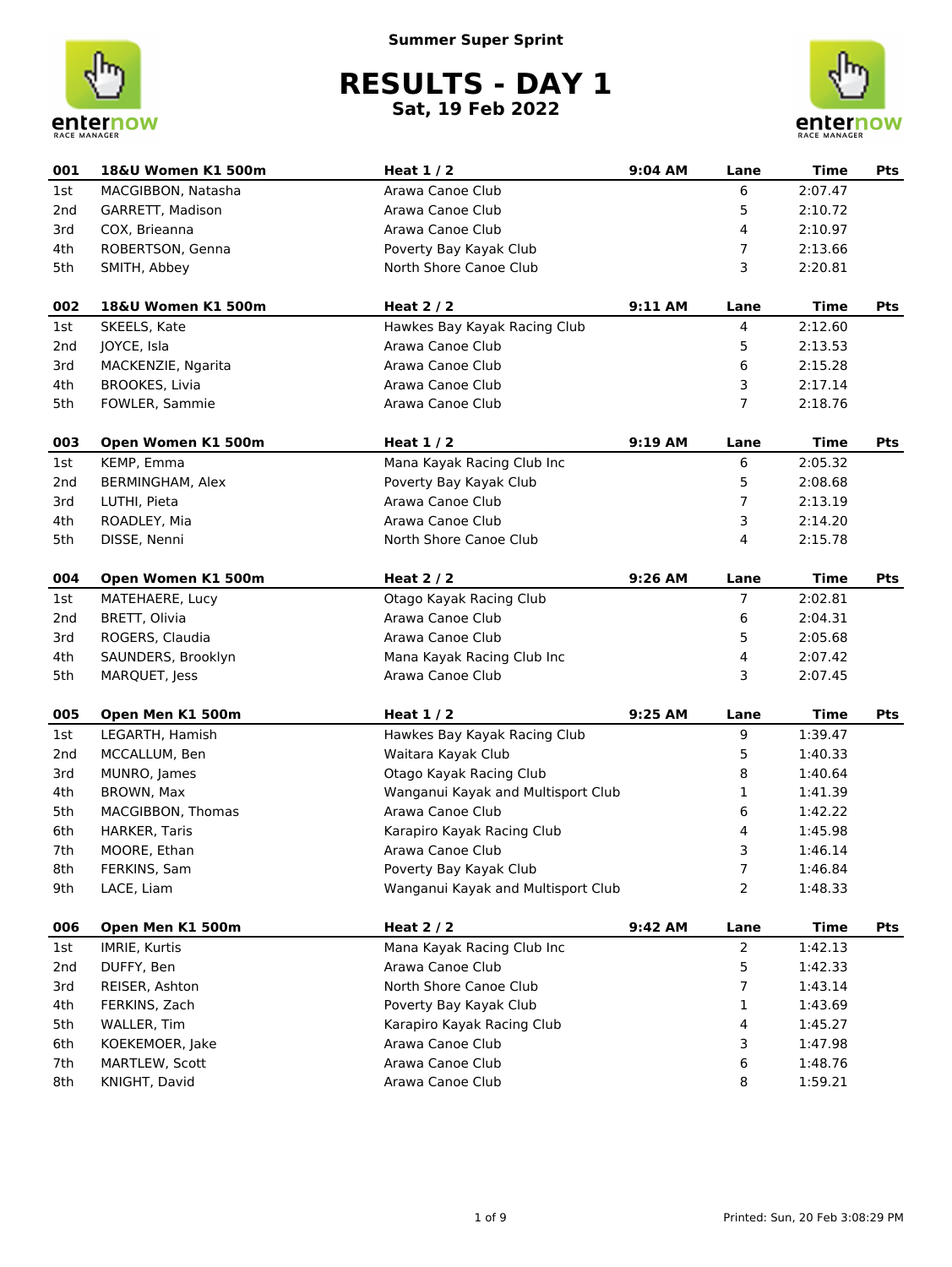Summer Super Sprint

# RESULTS - DAY 1

**Sat, 19 Feb 2022**

| 001 | 18&U Women K1 500m | Heat 1 / 2 | 9:04 AM | Lane | Time | Pts |
|---|---|---|---|---|---|---|
| 1st | MACGIBBON, Natasha | Arawa Canoe Club | | 6 | 2:07.47 | |
| 2nd | GARRETT, Madison | Arawa Canoe Club | | 5 | 2:10.72 | |
| 3rd | COX, Brieanna | Arawa Canoe Club | | 4 | 2:10.97 | |
| 4th | ROBERTSON, Genna | Poverty Bay Kayak Club | | 7 | 2:13.66 | |
| 5th | SMITH, Abbey | North Shore Canoe Club | | 3 | 2:20.81 | |

| 002 | 18&U Women K1 500m | Heat 2 / 2 | 9:11 AM | Lane | Time | Pts |
|---|---|---|---|---|---|---|
| 1st | SKEELS, Kate | Hawkes Bay Kayak Racing Club | | 4 | 2:12.60 | |
| 2nd | JOYCE, Isla | Arawa Canoe Club | | 5 | 2:13.53 | |
| 3rd | MACKENZIE, Ngarita | Arawa Canoe Club | | 6 | 2:15.28 | |
| 4th | BROOKES, Livia | Arawa Canoe Club | | 3 | 2:17.14 | |
| 5th | FOWLER, Sammie | Arawa Canoe Club | | 7 | 2:18.76 | |

| 003 | Open Women K1 500m | Heat 1 / 2 | 9:19 AM | Lane | Time | Pts |
|---|---|---|---|---|---|---|
| 1st | KEMP, Emma | Mana Kayak Racing Club Inc | | 6 | 2:05.32 | |
| 2nd | BERMINGHAM, Alex | Poverty Bay Kayak Club | | 5 | 2:08.68 | |
| 3rd | LUTHI, Pieta | Arawa Canoe Club | | 7 | 2:13.19 | |
| 4th | ROADLEY, Mia | Arawa Canoe Club | | 3 | 2:14.20 | |
| 5th | DISSE, Nenni | North Shore Canoe Club | | 4 | 2:15.78 | |

| 004 | Open Women K1 500m | Heat 2 / 2 | 9:26 AM | Lane | Time | Pts |
|---|---|---|---|---|---|---|
| 1st | MATEHAERE, Lucy | Otago Kayak Racing Club | | 7 | 2:02.81 | |
| 2nd | BRETT, Olivia | Arawa Canoe Club | | 6 | 2:04.31 | |
| 3rd | ROGERS, Claudia | Arawa Canoe Club | | 5 | 2:05.68 | |
| 4th | SAUNDERS, Brooklyn | Mana Kayak Racing Club Inc | | 4 | 2:07.42 | |
| 5th | MARQUET, Jess | Arawa Canoe Club | | 3 | 2:07.45 | |

| 005 | Open Men K1 500m | Heat 1 / 2 | 9:25 AM | Lane | Time | Pts |
|---|---|---|---|---|---|---|
| 1st | LEGARTH, Hamish | Hawkes Bay Kayak Racing Club | | 9 | 1:39.47 | |
| 2nd | MCCALLUM, Ben | Waitara Kayak Club | | 5 | 1:40.33 | |
| 3rd | MUNRO, James | Otago Kayak Racing Club | | 8 | 1:40.64 | |
| 4th | BROWN, Max | Wanganui Kayak and Multisport Club | | 1 | 1:41.39 | |
| 5th | MACGIBBON, Thomas | Arawa Canoe Club | | 6 | 1:42.22 | |
| 6th | HARKER, Taris | Karapiro Kayak Racing Club | | 4 | 1:45.98 | |
| 7th | MOORE, Ethan | Arawa Canoe Club | | 3 | 1:46.14 | |
| 8th | FERKINS, Sam | Poverty Bay Kayak Club | | 7 | 1:46.84 | |
| 9th | LACE, Liam | Wanganui Kayak and Multisport Club | | 2 | 1:48.33 | |

| 006 | Open Men K1 500m | Heat 2 / 2 | 9:42 AM | Lane | Time | Pts |
|---|---|---|---|---|---|---|
| 1st | IMRIE, Kurtis | Mana Kayak Racing Club Inc | | 2 | 1:42.13 | |
| 2nd | DUFFY, Ben | Arawa Canoe Club | | 5 | 1:42.33 | |
| 3rd | REISER, Ashton | North Shore Canoe Club | | 7 | 1:43.14 | |
| 4th | FERKINS, Zach | Poverty Bay Kayak Club | | 1 | 1:43.69 | |
| 5th | WALLER, Tim | Karapiro Kayak Racing Club | | 4 | 1:45.27 | |
| 6th | KOEKEMOER, Jake | Arawa Canoe Club | | 3 | 1:47.98 | |
| 7th | MARTLEW, Scott | Arawa Canoe Club | | 6 | 1:48.76 | |
| 8th | KNIGHT, David | Arawa Canoe Club | | 8 | 1:59.21 | |

Printed: Sun, 20 Feb 3:08:29 PM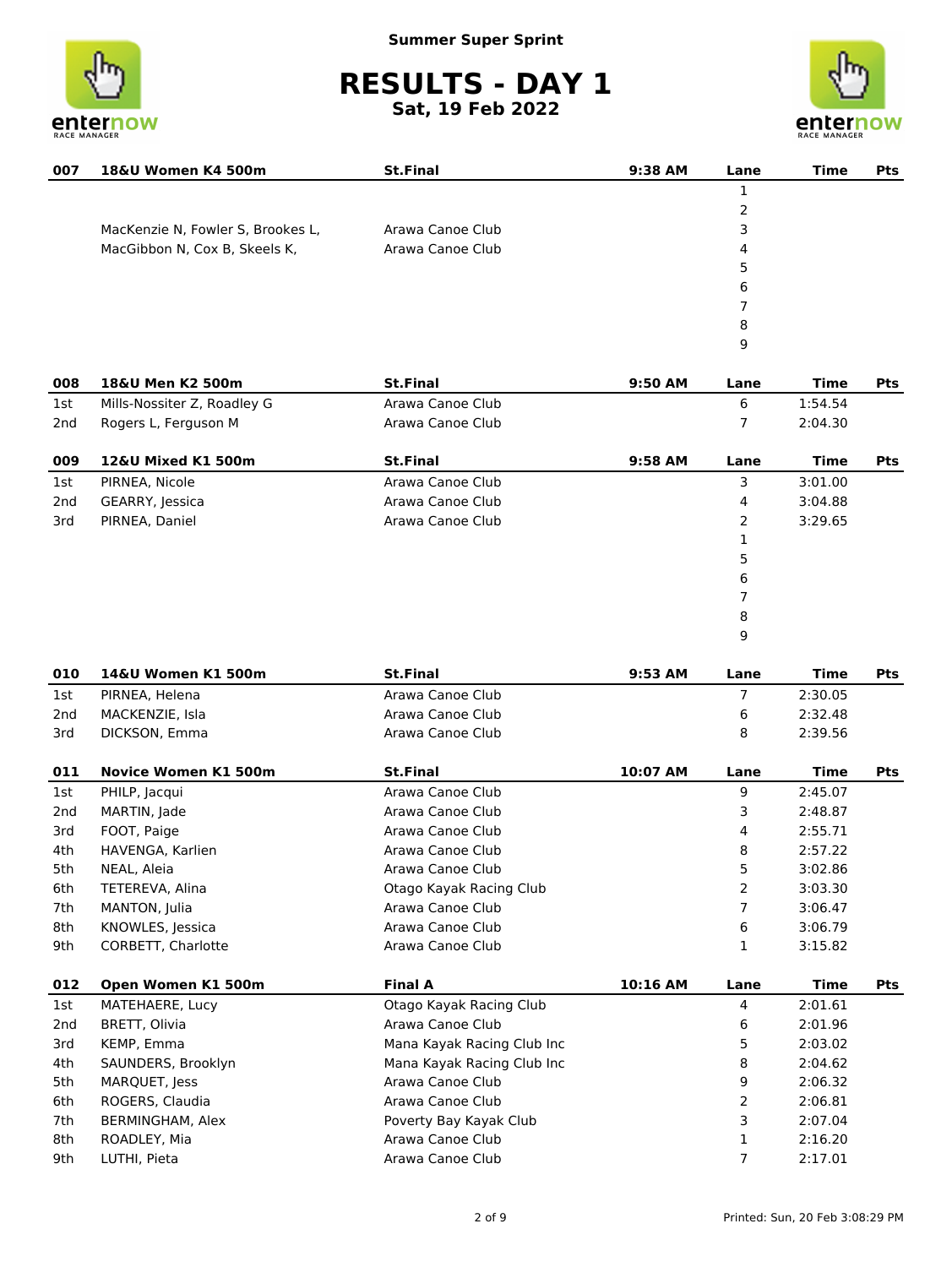Summer Super Sprint

# RESULTS - DAY 1

**Sat, 19 Feb 2022**

| 007 | 18&U Women K4 500m | St.Final | 9:38 AM | Lane | Time | Pts |
|---|---|---|---|---|---|---|
| | | | | 1 | | |
| | | | | 2 | | |
| | MacKenzie N, Fowler S, Brookes L, | Arawa Canoe Club | | 3 | | |
| | MacGibbon N, Cox B, Skeels K, | Arawa Canoe Club | | 4 | | |
| | | | | 5 | | |
| | | | | 6 | | |
| | | | | 7 | | |
| | | | | 8 | | |
| | | | | 9 | | |

| 008 | 18&U Men K2 500m | St.Final | 9:50 AM | Lane | Time | Pts |
|---|---|---|---|---|---|---|
| 1st | Mills-Nossiter Z, Roadley G | Arawa Canoe Club | | 6 | 1:54.54 | |
| 2nd | Rogers L, Ferguson M | Arawa Canoe Club | | 7 | 2:04.30 | |

| 009 | 12&U Mixed K1 500m | St.Final | 9:58 AM | Lane | Time | Pts |
|---|---|---|---|---|---|---|
| 1st | PIRNEA, Nicole | Arawa Canoe Club | | 3 | 3:01.00 | |
| 2nd | GEARRY, Jessica | Arawa Canoe Club | | 4 | 3:04.88 | |
| 3rd | PIRNEA, Daniel | Arawa Canoe Club | | 2 | 3:29.65 | |
| | | | | 1 | | |
| | | | | 5 | | |
| | | | | 6 | | |
| | | | | 7 | | |
| | | | | 8 | | |
| | | | | 9 | | |

| 010 | 14&U Women K1 500m | St.Final | 9:53 AM | Lane | Time | Pts |
|---|---|---|---|---|---|---|
| 1st | PIRNEA, Helena | Arawa Canoe Club | | 7 | 2:30.05 | |
| 2nd | MACKENZIE, Isla | Arawa Canoe Club | | 6 | 2:32.48 | |
| 3rd | DICKSON, Emma | Arawa Canoe Club | | 8 | 2:39.56 | |

| 011 | Novice Women K1 500m | St.Final | 10:07 AM | Lane | Time | Pts |
|---|---|---|---|---|---|---|
| 1st | PHILP, Jacqui | Arawa Canoe Club | | 9 | 2:45.07 | |
| 2nd | MARTIN, Jade | Arawa Canoe Club | | 3 | 2:48.87 | |
| 3rd | FOOT, Paige | Arawa Canoe Club | | 4 | 2:55.71 | |
| 4th | HAVENGA, Karlien | Arawa Canoe Club | | 8 | 2:57.22 | |
| 5th | NEAL, Aleia | Arawa Canoe Club | | 5 | 3:02.86 | |
| 6th | TETEREVA, Alina | Otago Kayak Racing Club | | 2 | 3:03.30 | |
| 7th | MANTON, Julia | Arawa Canoe Club | | 7 | 3:06.47 | |
| 8th | KNOWLES, Jessica | Arawa Canoe Club | | 6 | 3:06.79 | |
| 9th | CORBETT, Charlotte | Arawa Canoe Club | | 1 | 3:15.82 | |

| 012 | Open Women K1 500m | Final A | 10:16 AM | Lane | Time | Pts |
|---|---|---|---|---|---|---|
| 1st | MATEHAERE, Lucy | Otago Kayak Racing Club | | 4 | 2:01.61 | |
| 2nd | BRETT, Olivia | Arawa Canoe Club | | 6 | 2:01.96 | |
| 3rd | KEMP, Emma | Mana Kayak Racing Club Inc | | 5 | 2:03.02 | |
| 4th | SAUNDERS, Brooklyn | Mana Kayak Racing Club Inc | | 8 | 2:04.62 | |
| 5th | MARQUET, Jess | Arawa Canoe Club | | 9 | 2:06.32 | |
| 6th | ROGERS, Claudia | Arawa Canoe Club | | 2 | 2:06.81 | |
| 7th | BERMINGHAM, Alex | Poverty Bay Kayak Club | | 3 | 2:07.04 | |
| 8th | ROADLEY, Mia | Arawa Canoe Club | | 1 | 2:16.20 | |
| 9th | LUTHI, Pieta | Arawa Canoe Club | | 7 | 2:17.01 | |

Printed: Sun, 20 Feb 3:08:29 PM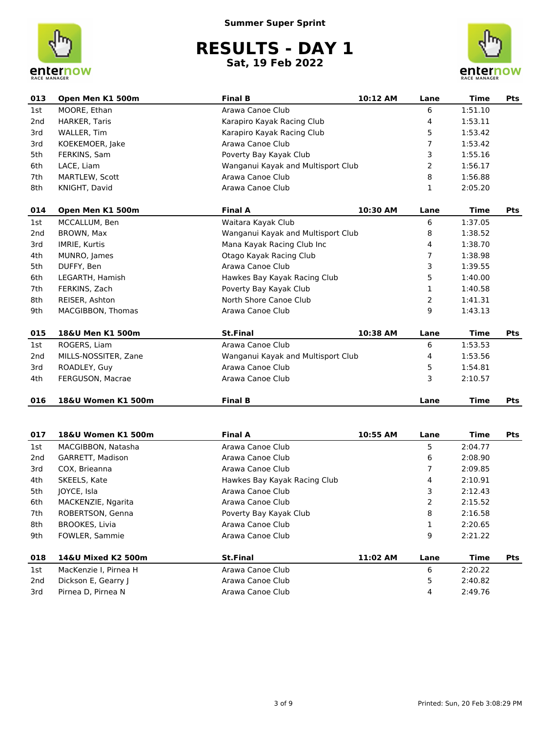Summer Super Sprint

# RESULTS - DAY 1

**Sat, 19 Feb 2022**

| 013 | Open Men K1 500m | Final B | 10:12 AM | Lane | Time | Pts |
|---|---|---|---|---|---|---|
| 1st | MOORE, Ethan | Arawa Canoe Club | | 6 | 1:51.10 | |
| 2nd | HARKER, Taris | Karapiro Kayak Racing Club | | 4 | 1:53.11 | |
| 3rd | WALLER, Tim | Karapiro Kayak Racing Club | | 5 | 1:53.42 | |
| 3rd | KOEKEMOER, Jake | Arawa Canoe Club | | 7 | 1:53.42 | |
| 5th | FERKINS, Sam | Poverty Bay Kayak Club | | 3 | 1:55.16 | |
| 6th | LACE, Liam | Wanganui Kayak and Multisport Club | | 2 | 1:56.17 | |
| 7th | MARTLEW, Scott | Arawa Canoe Club | | 8 | 1:56.88 | |
| 8th | KNIGHT, David | Arawa Canoe Club | | 1 | 2:05.20 | |

| 014 | Open Men K1 500m | Final A | 10:30 AM | Lane | Time | Pts |
|---|---|---|---|---|---|---|
| 1st | MCCALLUM, Ben | Waitara Kayak Club | | 6 | 1:37.05 | |
| 2nd | BROWN, Max | Wanganui Kayak and Multisport Club | | 8 | 1:38.52 | |
| 3rd | IMRIE, Kurtis | Mana Kayak Racing Club Inc | | 4 | 1:38.70 | |
| 4th | MUNRO, James | Otago Kayak Racing Club | | 7 | 1:38.98 | |
| 5th | DUFFY, Ben | Arawa Canoe Club | | 3 | 1:39.55 | |
| 6th | LEGARTH, Hamish | Hawkes Bay Kayak Racing Club | | 5 | 1:40.00 | |
| 7th | FERKINS, Zach | Poverty Bay Kayak Club | | 1 | 1:40.58 | |
| 8th | REISER, Ashton | North Shore Canoe Club | | 2 | 1:41.31 | |
| 9th | MACGIBBON, Thomas | Arawa Canoe Club | | 9 | 1:43.13 | |

| 015 | 18&U Men K1 500m | St.Final | 10:38 AM | Lane | Time | Pts |
|---|---|---|---|---|---|---|
| 1st | ROGERS, Liam | Arawa Canoe Club | | 6 | 1:53.53 | |
| 2nd | MILLS-NOSSITER, Zane | Wanganui Kayak and Multisport Club | | 4 | 1:53.56 | |
| 3rd | ROADLEY, Guy | Arawa Canoe Club | | 5 | 1:54.81 | |
| 4th | FERGUSON, Macrae | Arawa Canoe Club | | 3 | 2:10.57 | |

| 016 | 18&U Women K1 500m | Final B | | Lane | Time | Pts |
|---|---|---|---|---|---|---|

| 017 | 18&U Women K1 500m | Final A | 10:55 AM | Lane | Time | Pts |
|---|---|---|---|---|---|---|
| 1st | MACGIBBON, Natasha | Arawa Canoe Club | | 5 | 2:04.77 | |
| 2nd | GARRETT, Madison | Arawa Canoe Club | | 6 | 2:08.90 | |
| 3rd | COX, Brieanna | Arawa Canoe Club | | 7 | 2:09.85 | |
| 4th | SKEELS, Kate | Hawkes Bay Kayak Racing Club | | 4 | 2:10.91 | |
| 5th | JOYCE, Isla | Arawa Canoe Club | | 3 | 2:12.43 | |
| 6th | MACKENZIE, Ngarita | Arawa Canoe Club | | 2 | 2:15.52 | |
| 7th | ROBERTSON, Genna | Poverty Bay Kayak Club | | 8 | 2:16.58 | |
| 8th | BROOKES, Livia | Arawa Canoe Club | | 1 | 2:20.65 | |
| 9th | FOWLER, Sammie | Arawa Canoe Club | | 9 | 2:21.22 | |

| 018 | 14&U Mixed K2 500m | St.Final | 11:02 AM | Lane | Time | Pts |
|---|---|---|---|---|---|---|
| 1st | MacKenzie I, Pirnea H | Arawa Canoe Club | | 6 | 2:20.22 | |
| 2nd | Dickson E, Gearry J | Arawa Canoe Club | | 5 | 2:40.82 | |
| 3rd | Pirnea D, Pirnea N | Arawa Canoe Club | | 4 | 2:49.76 | |

Printed: Sun, 20 Feb 3:08:29 PM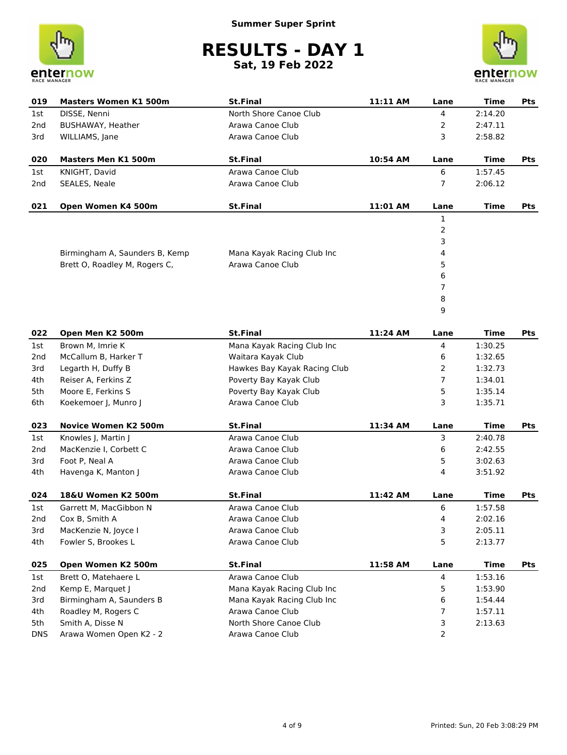Summer Super Sprint

# RESULTS - DAY 1

**Sat, 19 Feb 2022**

| 019 | Masters Women K1 500m | St.Final | 11:11 AM | Lane | Time | Pts |
|---|---|---|---|---|---|---|
| 1st | DISSE, Nenni | North Shore Canoe Club | | 4 | 2:14.20 | |
| 2nd | BUSHAWAY, Heather | Arawa Canoe Club | | 2 | 2:47.11 | |
| 3rd | WILLIAMS, Jane | Arawa Canoe Club | | 3 | 2:58.82 | |

| 020 | Masters Men K1 500m | St.Final | 10:54 AM | Lane | Time | Pts |
|---|---|---|---|---|---|---|
| 1st | KNIGHT, David | Arawa Canoe Club | | 6 | 1:57.45 | |
| 2nd | SEALES, Neale | Arawa Canoe Club | | 7 | 2:06.12 | |

| 021 | Open Women K4 500m | St.Final | 11:01 AM | Lane | Time | Pts |
|---|---|---|---|---|---|---|
| | | | | 1 | | |
| | | | | 2 | | |
| | | | | 3 | | |
| | Birmingham A, Saunders B, Kemp | Mana Kayak Racing Club Inc | | 4 | | |
| | Brett O, Roadley M, Rogers C, | Arawa Canoe Club | | 5 | | |
| | | | | 6 | | |
| | | | | 7 | | |
| | | | | 8 | | |
| | | | | 9 | | |

| 022 | Open Men K2 500m | St.Final | 11:24 AM | Lane | Time | Pts |
|---|---|---|---|---|---|---|
| 1st | Brown M, Imrie K | Mana Kayak Racing Club Inc | | 4 | 1:30.25 | |
| 2nd | McCallum B, Harker T | Waitara Kayak Club | | 6 | 1:32.65 | |
| 3rd | Legarth H, Duffy B | Hawkes Bay Kayak Racing Club | | 2 | 1:32.73 | |
| 4th | Reiser A, Ferkins Z | Poverty Bay Kayak Club | | 7 | 1:34.01 | |
| 5th | Moore E, Ferkins S | Poverty Bay Kayak Club | | 5 | 1:35.14 | |
| 6th | Koekemoer J, Munro J | Arawa Canoe Club | | 3 | 1:35.71 | |

| 023 | Novice Women K2 500m | St.Final | 11:34 AM | Lane | Time | Pts |
|---|---|---|---|---|---|---|
| 1st | Knowles J, Martin J | Arawa Canoe Club | | 3 | 2:40.78 | |
| 2nd | MacKenzie I, Corbett C | Arawa Canoe Club | | 6 | 2:42.55 | |
| 3rd | Foot P, Neal A | Arawa Canoe Club | | 5 | 3:02.63 | |
| 4th | Havenga K, Manton J | Arawa Canoe Club | | 4 | 3:51.92 | |

| 024 | 18&U Women K2 500m | St.Final | 11:42 AM | Lane | Time | Pts |
|---|---|---|---|---|---|---|
| 1st | Garrett M, MacGibbon N | Arawa Canoe Club | | 6 | 1:57.58 | |
| 2nd | Cox B, Smith A | Arawa Canoe Club | | 4 | 2:02.16 | |
| 3rd | MacKenzie N, Joyce I | Arawa Canoe Club | | 3 | 2:05.11 | |
| 4th | Fowler S, Brookes L | Arawa Canoe Club | | 5 | 2:13.77 | |

| 025 | Open Women K2 500m | St.Final | 11:58 AM | Lane | Time | Pts |
|---|---|---|---|---|---|---|
| 1st | Brett O, Matehaere L | Arawa Canoe Club | | 4 | 1:53.16 | |
| 2nd | Kemp E, Marquet J | Mana Kayak Racing Club Inc | | 5 | 1:53.90 | |
| 3rd | Birmingham A, Saunders B | Mana Kayak Racing Club Inc | | 6 | 1:54.44 | |
| 4th | Roadley M, Rogers C | Arawa Canoe Club | | 7 | 1:57.11 | |
| 5th | Smith A, Disse N | North Shore Canoe Club | | 3 | 2:13.63 | |
| DNS | Arawa Women Open K2 - 2 | Arawa Canoe Club | | 2 | | |

Printed: Sun, 20 Feb 3:08:29 PM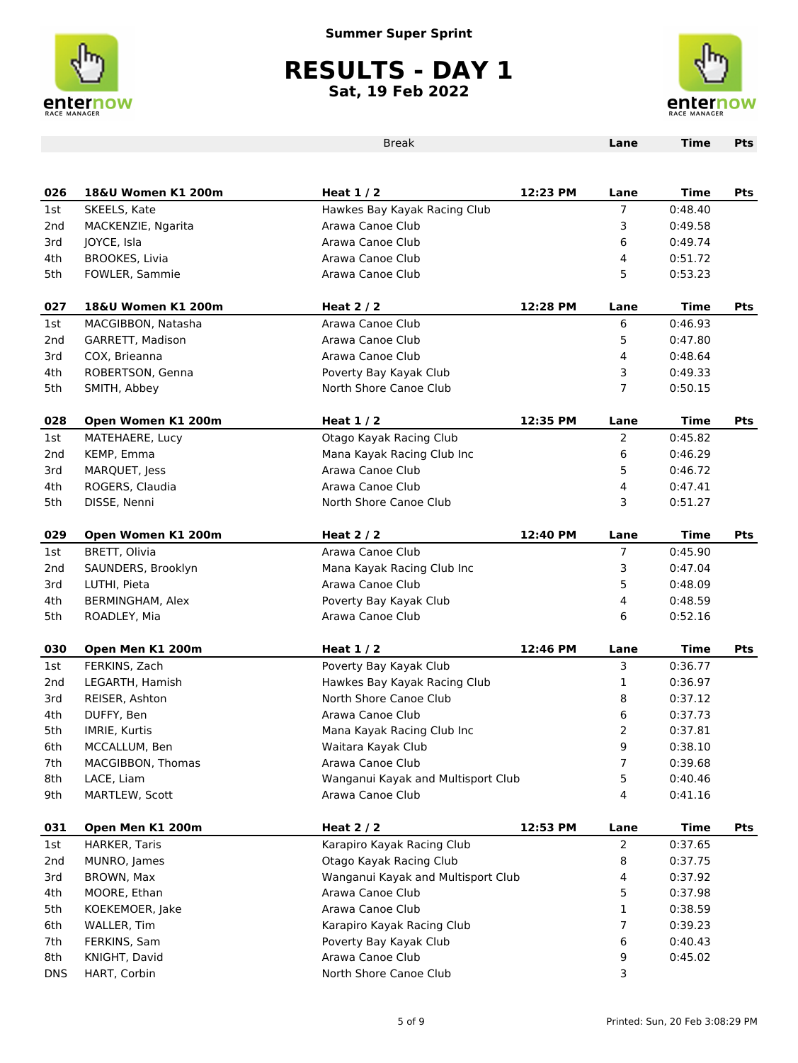Summer Super Sprint

# RESULTS - DAY 1

**Sat, 19 Feb 2022**

| | | Break | | Lane | Time | Pts |
|---|---|---|---|---|---|---|

| **026** | **18&U Women K1 200m** | **Heat 1 / 2** | **12:23 PM** | **Lane** | **Time** | **Pts** |
|---|---|---|---|---|---|---|
| 1st | SKEELS, Kate | Hawkes Bay Kayak Racing Club | | 7 | 0:48.40 | |
| 2nd | MACKENZIE, Ngarita | Arawa Canoe Club | | 3 | 0:49.58 | |
| 3rd | JOYCE, Isla | Arawa Canoe Club | | 6 | 0:49.74 | |
| 4th | BROOKES, Livia | Arawa Canoe Club | | 4 | 0:51.72 | |
| 5th | FOWLER, Sammie | Arawa Canoe Club | | 5 | 0:53.23 | |

| **027** | **18&U Women K1 200m** | **Heat 2 / 2** | **12:28 PM** | **Lane** | **Time** | **Pts** |
|---|---|---|---|---|---|---|
| 1st | MACGIBBON, Natasha | Arawa Canoe Club | | 6 | 0:46.93 | |
| 2nd | GARRETT, Madison | Arawa Canoe Club | | 5 | 0:47.80 | |
| 3rd | COX, Brieanna | Arawa Canoe Club | | 4 | 0:48.64 | |
| 4th | ROBERTSON, Genna | Poverty Bay Kayak Club | | 3 | 0:49.33 | |
| 5th | SMITH, Abbey | North Shore Canoe Club | | 7 | 0:50.15 | |

| **028** | **Open Women K1 200m** | **Heat 1 / 2** | **12:35 PM** | **Lane** | **Time** | **Pts** |
|---|---|---|---|---|---|---|
| 1st | MATEHAERE, Lucy | Otago Kayak Racing Club | | 2 | 0:45.82 | |
| 2nd | KEMP, Emma | Mana Kayak Racing Club Inc | | 6 | 0:46.29 | |
| 3rd | MARQUET, Jess | Arawa Canoe Club | | 5 | 0:46.72 | |
| 4th | ROGERS, Claudia | Arawa Canoe Club | | 4 | 0:47.41 | |
| 5th | DISSE, Nenni | North Shore Canoe Club | | 3 | 0:51.27 | |

| **029** | **Open Women K1 200m** | **Heat 2 / 2** | **12:40 PM** | **Lane** | **Time** | **Pts** |
|---|---|---|---|---|---|---|
| 1st | BRETT, Olivia | Arawa Canoe Club | | 7 | 0:45.90 | |
| 2nd | SAUNDERS, Brooklyn | Mana Kayak Racing Club Inc | | 3 | 0:47.04 | |
| 3rd | LUTHI, Pieta | Arawa Canoe Club | | 5 | 0:48.09 | |
| 4th | BERMINGHAM, Alex | Poverty Bay Kayak Club | | 4 | 0:48.59 | |
| 5th | ROADLEY, Mia | Arawa Canoe Club | | 6 | 0:52.16 | |

| **030** | **Open Men K1 200m** | **Heat 1 / 2** | **12:46 PM** | **Lane** | **Time** | **Pts** |
|---|---|---|---|---|---|---|
| 1st | FERKINS, Zach | Poverty Bay Kayak Club | | 3 | 0:36.77 | |
| 2nd | LEGARTH, Hamish | Hawkes Bay Kayak Racing Club | | 1 | 0:36.97 | |
| 3rd | REISER, Ashton | North Shore Canoe Club | | 8 | 0:37.12 | |
| 4th | DUFFY, Ben | Arawa Canoe Club | | 6 | 0:37.73 | |
| 5th | IMRIE, Kurtis | Mana Kayak Racing Club Inc | | 2 | 0:37.81 | |
| 6th | MCCALLUM, Ben | Waitara Kayak Club | | 9 | 0:38.10 | |
| 7th | MACGIBBON, Thomas | Arawa Canoe Club | | 7 | 0:39.68 | |
| 8th | LACE, Liam | Wanganui Kayak and Multisport Club | | 5 | 0:40.46 | |
| 9th | MARTLEW, Scott | Arawa Canoe Club | | 4 | 0:41.16 | |

| **031** | **Open Men K1 200m** | **Heat 2 / 2** | **12:53 PM** | **Lane** | **Time** | **Pts** |
|---|---|---|---|---|---|---|
| 1st | HARKER, Taris | Karapiro Kayak Racing Club | | 2 | 0:37.65 | |
| 2nd | MUNRO, James | Otago Kayak Racing Club | | 8 | 0:37.75 | |
| 3rd | BROWN, Max | Wanganui Kayak and Multisport Club | | 4 | 0:37.92 | |
| 4th | MOORE, Ethan | Arawa Canoe Club | | 5 | 0:37.98 | |
| 5th | KOEKEMOER, Jake | Arawa Canoe Club | | 1 | 0:38.59 | |
| 6th | WALLER, Tim | Karapiro Kayak Racing Club | | 7 | 0:39.23 | |
| 7th | FERKINS, Sam | Poverty Bay Kayak Club | | 6 | 0:40.43 | |
| 8th | KNIGHT, David | Arawa Canoe Club | | 9 | 0:45.02 | |
| DNS | HART, Corbin | North Shore Canoe Club | | 3 | | |

Printed: Sun, 20 Feb 3:08:29 PM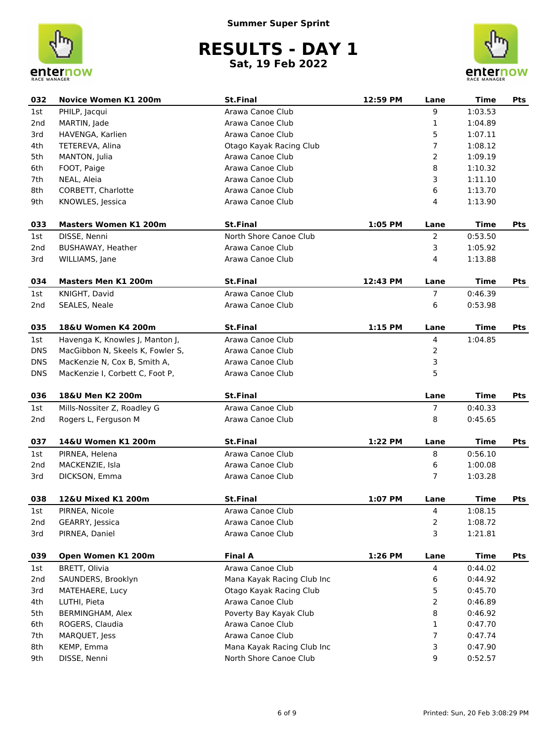Summer Super Sprint

# RESULTS - DAY 1

**Sat, 19 Feb 2022**

| 032 | Novice Women K1 200m | St.Final | 12:59 PM | Lane | Time | Pts |
|---|---|---|---|---|---|---|
| 1st | PHILP, Jacqui | Arawa Canoe Club | | 9 | 1:03.53 | |
| 2nd | MARTIN, Jade | Arawa Canoe Club | | 1 | 1:04.89 | |
| 3rd | HAVENGA, Karlien | Arawa Canoe Club | | 5 | 1:07.11 | |
| 4th | TETEREVA, Alina | Otago Kayak Racing Club | | 7 | 1:08.12 | |
| 5th | MANTON, Julia | Arawa Canoe Club | | 2 | 1:09.19 | |
| 6th | FOOT, Paige | Arawa Canoe Club | | 8 | 1:10.32 | |
| 7th | NEAL, Aleia | Arawa Canoe Club | | 3 | 1:11.10 | |
| 8th | CORBETT, Charlotte | Arawa Canoe Club | | 6 | 1:13.70 | |
| 9th | KNOWLES, Jessica | Arawa Canoe Club | | 4 | 1:13.90 | |

| 033 | Masters Women K1 200m | St.Final | 1:05 PM | Lane | Time | Pts |
|---|---|---|---|---|---|---|
| 1st | DISSE, Nenni | North Shore Canoe Club | | 2 | 0:53.50 | |
| 2nd | BUSHAWAY, Heather | Arawa Canoe Club | | 3 | 1:05.92 | |
| 3rd | WILLIAMS, Jane | Arawa Canoe Club | | 4 | 1:13.88 | |

| 034 | Masters Men K1 200m | St.Final | 12:43 PM | Lane | Time | Pts |
|---|---|---|---|---|---|---|
| 1st | KNIGHT, David | Arawa Canoe Club | | 7 | 0:46.39 | |
| 2nd | SEALES, Neale | Arawa Canoe Club | | 6 | 0:53.98 | |

| 035 | 18&U Women K4 200m | St.Final | 1:15 PM | Lane | Time | Pts |
|---|---|---|---|---|---|---|
| 1st | Havenga K, Knowles J, Manton J, | Arawa Canoe Club | | 4 | 1:04.85 | |
| DNS | MacGibbon N, Skeels K, Fowler S, | Arawa Canoe Club | | 2 | | |
| DNS | MacKenzie N, Cox B, Smith A, | Arawa Canoe Club | | 3 | | |
| DNS | MacKenzie I, Corbett C, Foot P, | Arawa Canoe Club | | 5 | | |

| 036 | 18&U Men K2 200m | St.Final | | Lane | Time | Pts |
|---|---|---|---|---|---|---|
| 1st | Mills-Nossiter Z, Roadley G | Arawa Canoe Club | | 7 | 0:40.33 | |
| 2nd | Rogers L, Ferguson M | Arawa Canoe Club | | 8 | 0:45.65 | |

| 037 | 14&U Women K1 200m | St.Final | 1:22 PM | Lane | Time | Pts |
|---|---|---|---|---|---|---|
| 1st | PIRNEA, Helena | Arawa Canoe Club | | 8 | 0:56.10 | |
| 2nd | MACKENZIE, Isla | Arawa Canoe Club | | 6 | 1:00.08 | |
| 3rd | DICKSON, Emma | Arawa Canoe Club | | 7 | 1:03.28 | |

| 038 | 12&U Mixed K1 200m | St.Final | 1:07 PM | Lane | Time | Pts |
|---|---|---|---|---|---|---|
| 1st | PIRNEA, Nicole | Arawa Canoe Club | | 4 | 1:08.15 | |
| 2nd | GEARRY, Jessica | Arawa Canoe Club | | 2 | 1:08.72 | |
| 3rd | PIRNEA, Daniel | Arawa Canoe Club | | 3 | 1:21.81 | |

| 039 | Open Women K1 200m | Final A | 1:26 PM | Lane | Time | Pts |
|---|---|---|---|---|---|---|
| 1st | BRETT, Olivia | Arawa Canoe Club | | 4 | 0:44.02 | |
| 2nd | SAUNDERS, Brooklyn | Mana Kayak Racing Club Inc | | 6 | 0:44.92 | |
| 3rd | MATEHAERE, Lucy | Otago Kayak Racing Club | | 5 | 0:45.70 | |
| 4th | LUTHI, Pieta | Arawa Canoe Club | | 2 | 0:46.89 | |
| 5th | BERMINGHAM, Alex | Poverty Bay Kayak Club | | 8 | 0:46.92 | |
| 6th | ROGERS, Claudia | Arawa Canoe Club | | 1 | 0:47.70 | |
| 7th | MARQUET, Jess | Arawa Canoe Club | | 7 | 0:47.74 | |
| 8th | KEMP, Emma | Mana Kayak Racing Club Inc | | 3 | 0:47.90 | |
| 9th | DISSE, Nenni | North Shore Canoe Club | | 9 | 0:52.57 | |

Printed: Sun, 20 Feb 3:08:29 PM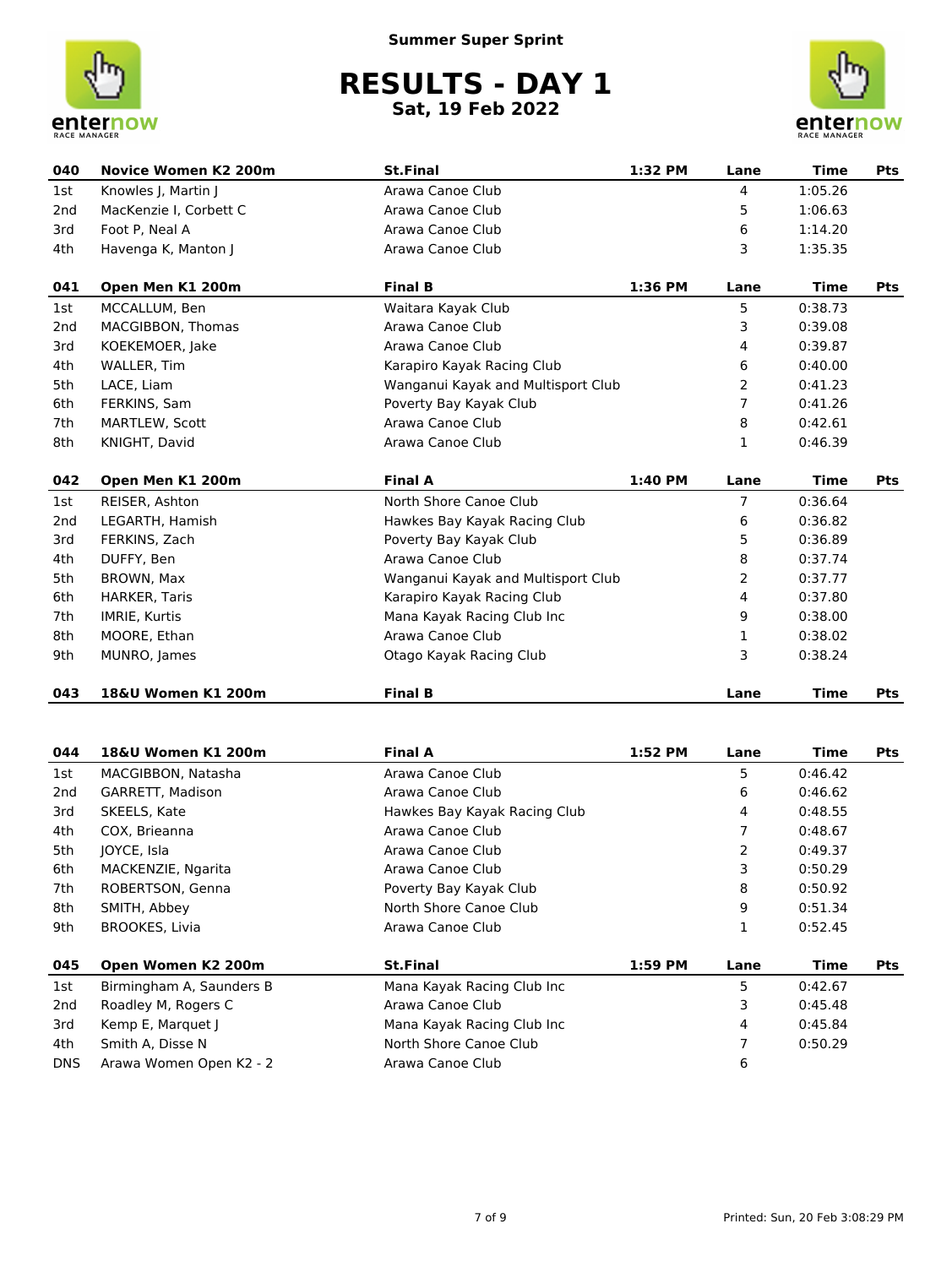Summer Super Sprint

# RESULTS - DAY 1

**Sat, 19 Feb 2022**

| 040 | Novice Women K2 200m | St.Final | 1:32 PM | Lane | Time | Pts |
|---|---|---|---|---|---|---|
| 1st | Knowles J, Martin J | Arawa Canoe Club | | 4 | 1:05.26 | |
| 2nd | MacKenzie I, Corbett C | Arawa Canoe Club | | 5 | 1:06.63 | |
| 3rd | Foot P, Neal A | Arawa Canoe Club | | 6 | 1:14.20 | |
| 4th | Havenga K, Manton J | Arawa Canoe Club | | 3 | 1:35.35 | |

| 041 | Open Men K1 200m | Final B | 1:36 PM | Lane | Time | Pts |
|---|---|---|---|---|---|---|
| 1st | MCCALLUM, Ben | Waitara Kayak Club | | 5 | 0:38.73 | |
| 2nd | MACGIBBON, Thomas | Arawa Canoe Club | | 3 | 0:39.08 | |
| 3rd | KOEKEMOER, Jake | Arawa Canoe Club | | 4 | 0:39.87 | |
| 4th | WALLER, Tim | Karapiro Kayak Racing Club | | 6 | 0:40.00 | |
| 5th | LACE, Liam | Wanganui Kayak and Multisport Club | | 2 | 0:41.23 | |
| 6th | FERKINS, Sam | Poverty Bay Kayak Club | | 7 | 0:41.26 | |
| 7th | MARTLEW, Scott | Arawa Canoe Club | | 8 | 0:42.61 | |
| 8th | KNIGHT, David | Arawa Canoe Club | | 1 | 0:46.39 | |

| 042 | Open Men K1 200m | Final A | 1:40 PM | Lane | Time | Pts |
|---|---|---|---|---|---|---|
| 1st | REISER, Ashton | North Shore Canoe Club | | 7 | 0:36.64 | |
| 2nd | LEGARTH, Hamish | Hawkes Bay Kayak Racing Club | | 6 | 0:36.82 | |
| 3rd | FERKINS, Zach | Poverty Bay Kayak Club | | 5 | 0:36.89 | |
| 4th | DUFFY, Ben | Arawa Canoe Club | | 8 | 0:37.74 | |
| 5th | BROWN, Max | Wanganui Kayak and Multisport Club | | 2 | 0:37.77 | |
| 6th | HARKER, Taris | Karapiro Kayak Racing Club | | 4 | 0:37.80 | |
| 7th | IMRIE, Kurtis | Mana Kayak Racing Club Inc | | 9 | 0:38.00 | |
| 8th | MOORE, Ethan | Arawa Canoe Club | | 1 | 0:38.02 | |
| 9th | MUNRO, James | Otago Kayak Racing Club | | 3 | 0:38.24 | |

| 043 | 18&U Women K1 200m | Final B | | Lane | Time | Pts |
|---|---|---|---|---|---|---|

| 044 | 18&U Women K1 200m | Final A | 1:52 PM | Lane | Time | Pts |
|---|---|---|---|---|---|---|
| 1st | MACGIBBON, Natasha | Arawa Canoe Club | | 5 | 0:46.42 | |
| 2nd | GARRETT, Madison | Arawa Canoe Club | | 6 | 0:46.62 | |
| 3rd | SKEELS, Kate | Hawkes Bay Kayak Racing Club | | 4 | 0:48.55 | |
| 4th | COX, Brieanna | Arawa Canoe Club | | 7 | 0:48.67 | |
| 5th | JOYCE, Isla | Arawa Canoe Club | | 2 | 0:49.37 | |
| 6th | MACKENZIE, Ngarita | Arawa Canoe Club | | 3 | 0:50.29 | |
| 7th | ROBERTSON, Genna | Poverty Bay Kayak Club | | 8 | 0:50.92 | |
| 8th | SMITH, Abbey | North Shore Canoe Club | | 9 | 0:51.34 | |
| 9th | BROOKES, Livia | Arawa Canoe Club | | 1 | 0:52.45 | |

| 045 | Open Women K2 200m | St.Final | 1:59 PM | Lane | Time | Pts |
|---|---|---|---|---|---|---|
| 1st | Birmingham A, Saunders B | Mana Kayak Racing Club Inc | | 5 | 0:42.67 | |
| 2nd | Roadley M, Rogers C | Arawa Canoe Club | | 3 | 0:45.48 | |
| 3rd | Kemp E, Marquet J | Mana Kayak Racing Club Inc | | 4 | 0:45.84 | |
| 4th | Smith A, Disse N | North Shore Canoe Club | | 7 | 0:50.29 | |
| DNS | Arawa Women Open K2 - 2 | Arawa Canoe Club | | 6 | | |

Printed: Sun, 20 Feb 3:08:29 PM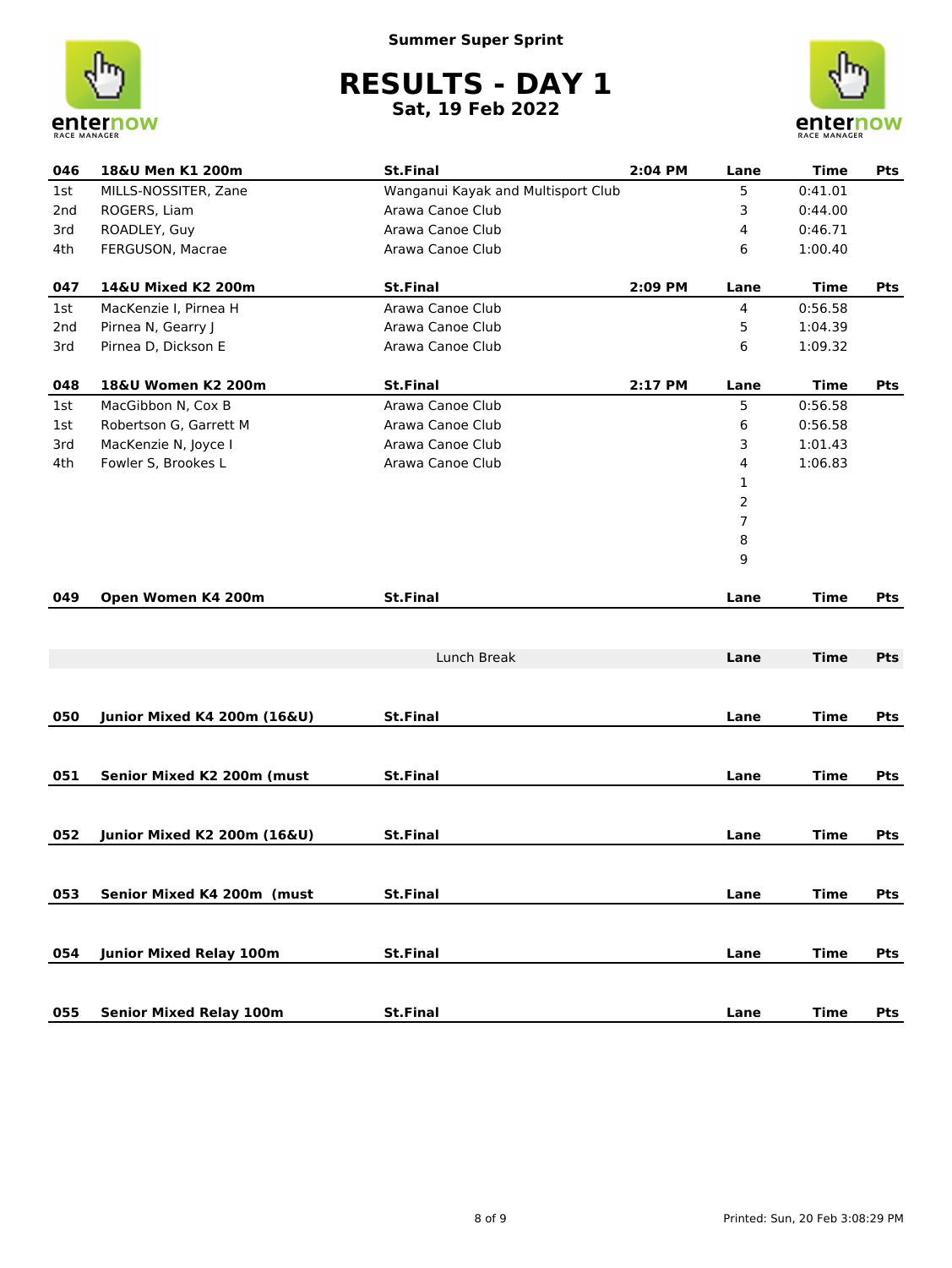Summer Super Sprint

# RESULTS - DAY 1

**Sat, 19 Feb 2022**

| 046 | 18&U Men K1 200m | St.Final | 2:04 PM | Lane | Time | Pts |
|---|---|---|---|---|---|---|
| 1st | MILLS-NOSSITER, Zane | Wanganui Kayak and Multisport Club | | 5 | 0:41.01 | |
| 2nd | ROGERS, Liam | Arawa Canoe Club | | 3 | 0:44.00 | |
| 3rd | ROADLEY, Guy | Arawa Canoe Club | | 4 | 0:46.71 | |
| 4th | FERGUSON, Macrae | Arawa Canoe Club | | 6 | 1:00.40 | |

| 047 | 14&U Mixed K2 200m | St.Final | 2:09 PM | Lane | Time | Pts |
|---|---|---|---|---|---|---|
| 1st | MacKenzie I, Pirnea H | Arawa Canoe Club | | 4 | 0:56.58 | |
| 2nd | Pirnea N, Gearry J | Arawa Canoe Club | | 5 | 1:04.39 | |
| 3rd | Pirnea D, Dickson E | Arawa Canoe Club | | 6 | 1:09.32 | |

| 048 | 18&U Women K2 200m | St.Final | 2:17 PM | Lane | Time | Pts |
|---|---|---|---|---|---|---|
| 1st | MacGibbon N, Cox B | Arawa Canoe Club | | 5 | 0:56.58 | |
| 1st | Robertson G, Garrett M | Arawa Canoe Club | | 6 | 0:56.58 | |
| 3rd | MacKenzie N, Joyce I | Arawa Canoe Club | | 3 | 1:01.43 | |
| 4th | Fowler S, Brookes L | Arawa Canoe Club | | 4 | 1:06.83 | |
| | | | | 1 | | |
| | | | | 2 | | |
| | | | | 7 | | |
| | | | | 8 | | |
| | | | | 9 | | |

| 049 | Open Women K4 200m | St.Final | Lane | Time | Pts |
|---|---|---|---|---|---|

| | Lunch Break | Lane | Time | Pts |
|---|---|---|---|---|

| 050 | Junior Mixed K4 200m (16&U) | St.Final | Lane | Time | Pts |
|---|---|---|---|---|---|

| 051 | Senior Mixed K2 200m (must | St.Final | Lane | Time | Pts |
|---|---|---|---|---|---|

| 052 | Junior Mixed K2 200m (16&U) | St.Final | Lane | Time | Pts |
|---|---|---|---|---|---|

| 053 | Senior Mixed K4 200m (must | St.Final | Lane | Time | Pts |
|---|---|---|---|---|---|

| 054 | Junior Mixed Relay 100m | St.Final | Lane | Time | Pts |
|---|---|---|---|---|---|

| 055 | Senior Mixed Relay 100m | St.Final | Lane | Time | Pts |
|---|---|---|---|---|---|

Printed: Sun, 20 Feb 3:08:29 PM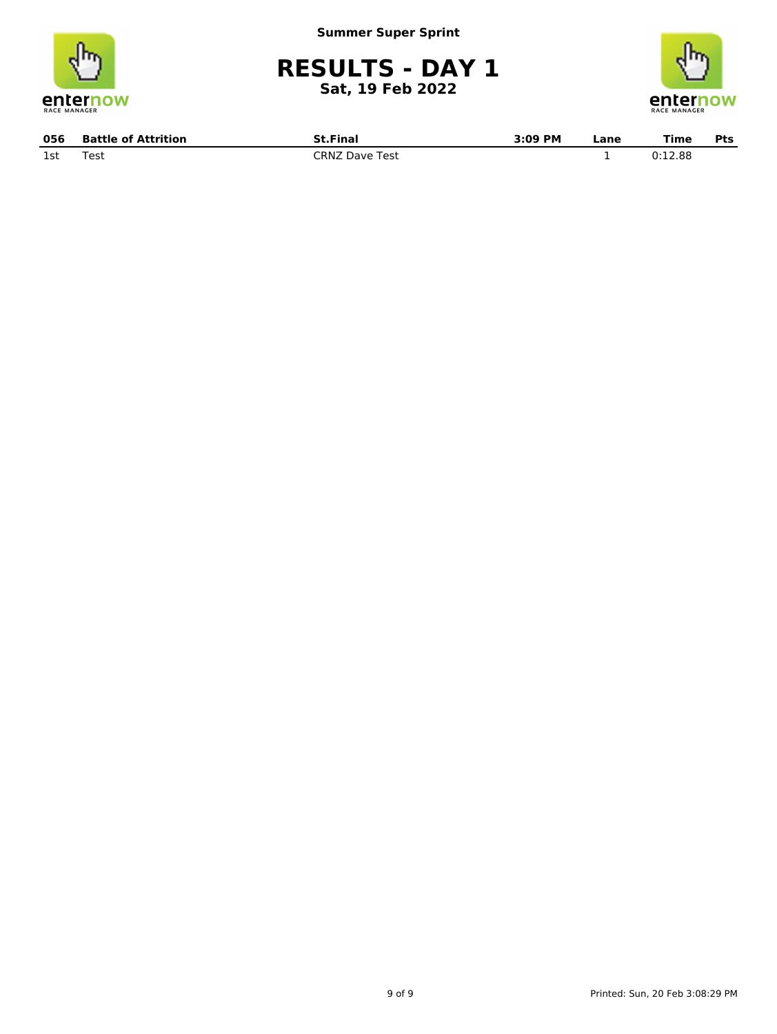Summer Super Sprint

# RESULTS - DAY 1

**Sat, 19 Feb 2022**

| 056 | Battle of Attrition | St.Final | 3:09 PM | Lane | Time | Pts |
|---|---|---|---|---|---|---|
| 1st | Test | CRNZ Dave Test | | 1 | 0:12.88 | |

Printed: Sun, 20 Feb 3:08:29 PM